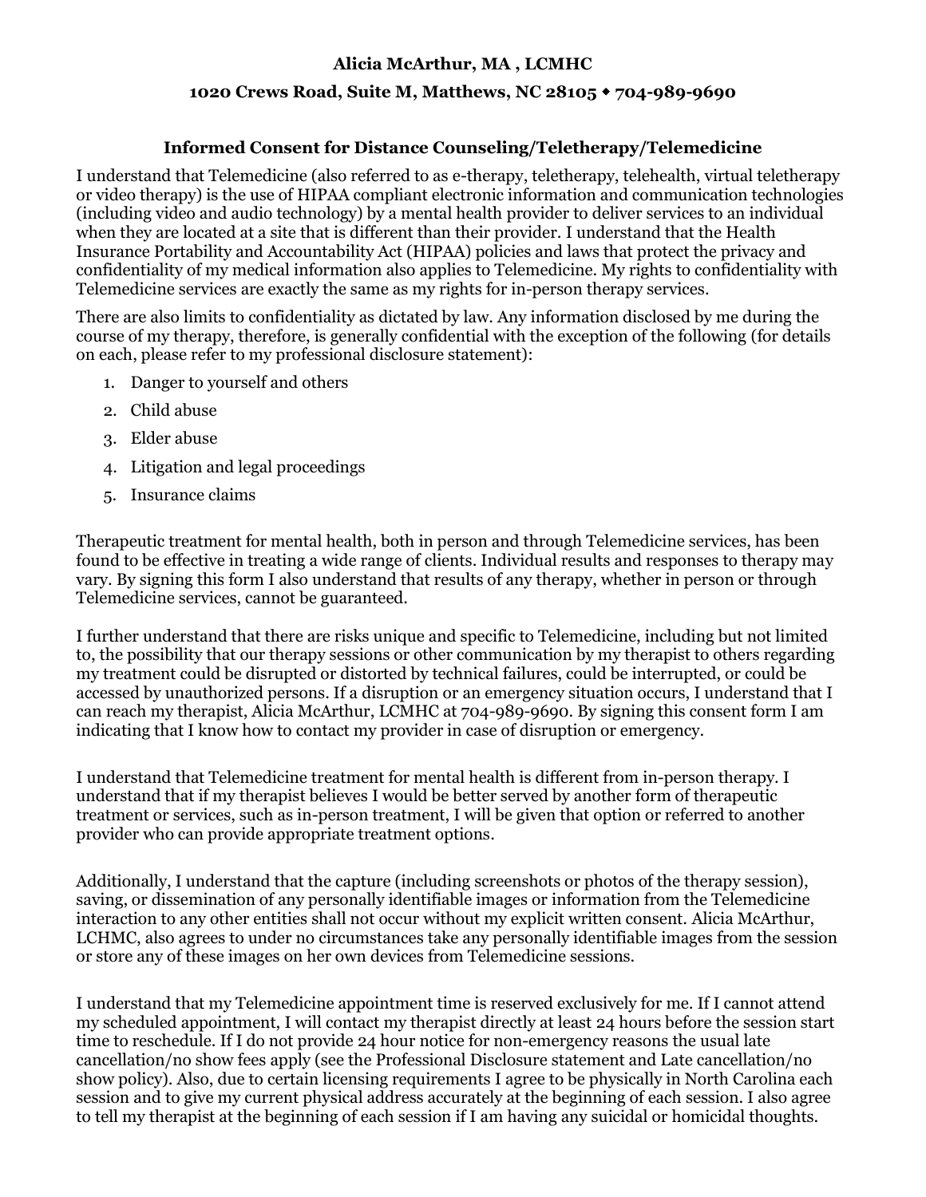**Alicia McArthur, MA , LCMHC**

**1020 Crews Road, Suite M, Matthews, NC 28105 ◆ 704-989-9690**

## Informed Consent for Distance Counseling/Teletherapy/Telemedicine

I understand that Telemedicine (also referred to as e-therapy, teletherapy, telehealth, virtual teletherapy or video therapy) is the use of HIPAA compliant electronic information and communication technologies (including video and audio technology) by a mental health provider to deliver services to an individual when they are located at a site that is different than their provider. I understand that the Health Insurance Portability and Accountability Act (HIPAA) policies and laws that protect the privacy and confidentiality of my medical information also applies to Telemedicine. My rights to confidentiality with Telemedicine services are exactly the same as my rights for in-person therapy services.

There are also limits to confidentiality as dictated by law. Any information disclosed by me during the course of my therapy, therefore, is generally confidential with the exception of the following (for details on each, please refer to my professional disclosure statement):

1. Danger to yourself and others
2. Child abuse
3. Elder abuse
4. Litigation and legal proceedings
5. Insurance claims

Therapeutic treatment for mental health, both in person and through Telemedicine services, has been found to be effective in treating a wide range of clients. Individual results and responses to therapy may vary. By signing this form I also understand that results of any therapy, whether in person or through Telemedicine services, cannot be guaranteed.

I further understand that there are risks unique and specific to Telemedicine, including but not limited to, the possibility that our therapy sessions or other communication by my therapist to others regarding my treatment could be disrupted or distorted by technical failures, could be interrupted, or could be accessed by unauthorized persons. If a disruption or an emergency situation occurs, I understand that I can reach my therapist, Alicia McArthur, LCMHC at 704-989-9690. By signing this consent form I am indicating that I know how to contact my provider in case of disruption or emergency.

I understand that Telemedicine treatment for mental health is different from in-person therapy. I understand that if my therapist believes I would be better served by another form of therapeutic treatment or services, such as in-person treatment, I will be given that option or referred to another provider who can provide appropriate treatment options.

Additionally, I understand that the capture (including screenshots or photos of the therapy session), saving, or dissemination of any personally identifiable images or information from the Telemedicine interaction to any other entities shall not occur without my explicit written consent. Alicia McArthur, LCHMC, also agrees to under no circumstances take any personally identifiable images from the session or store any of these images on her own devices from Telemedicine sessions.

I understand that my Telemedicine appointment time is reserved exclusively for me. If I cannot attend my scheduled appointment, I will contact my therapist directly at least 24 hours before the session start time to reschedule. If I do not provide 24 hour notice for non-emergency reasons the usual late cancellation/no show fees apply (see the Professional Disclosure statement and Late cancellation/no show policy). Also, due to certain licensing requirements I agree to be physically in North Carolina each session and to give my current physical address accurately at the beginning of each session. I also agree to tell my therapist at the beginning of each session if I am having any suicidal or homicidal thoughts.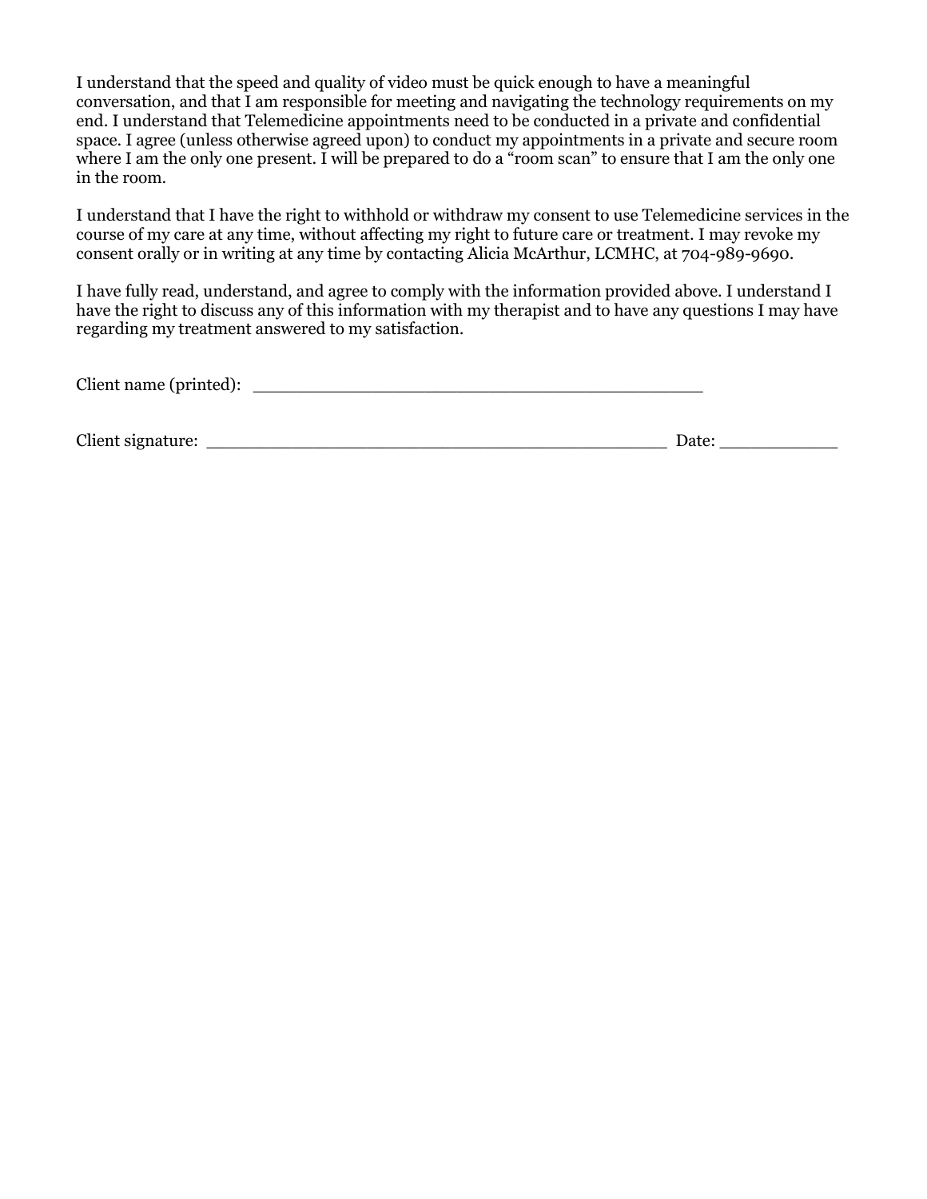I understand that the speed and quality of video must be quick enough to have a meaningful conversation, and that I am responsible for meeting and navigating the technology requirements on my end. I understand that Telemedicine appointments need to be conducted in a private and confidential space. I agree (unless otherwise agreed upon) to conduct my appointments in a private and secure room where I am the only one present. I will be prepared to do a "room scan" to ensure that I am the only one in the room.

I understand that I have the right to withhold or withdraw my consent to use Telemedicine services in the course of my care at any time, without affecting my right to future care or treatment. I may revoke my consent orally or in writing at any time by contacting Alicia McArthur, LCMHC, at 704-989-9690.

I have fully read, understand, and agree to comply with the information provided above. I understand I have the right to discuss any of this information with my therapist and to have any questions I may have regarding my treatment answered to my satisfaction.

Client name (printed): ___________________________________________

Client signature: ____________________________________________ Date: ___________